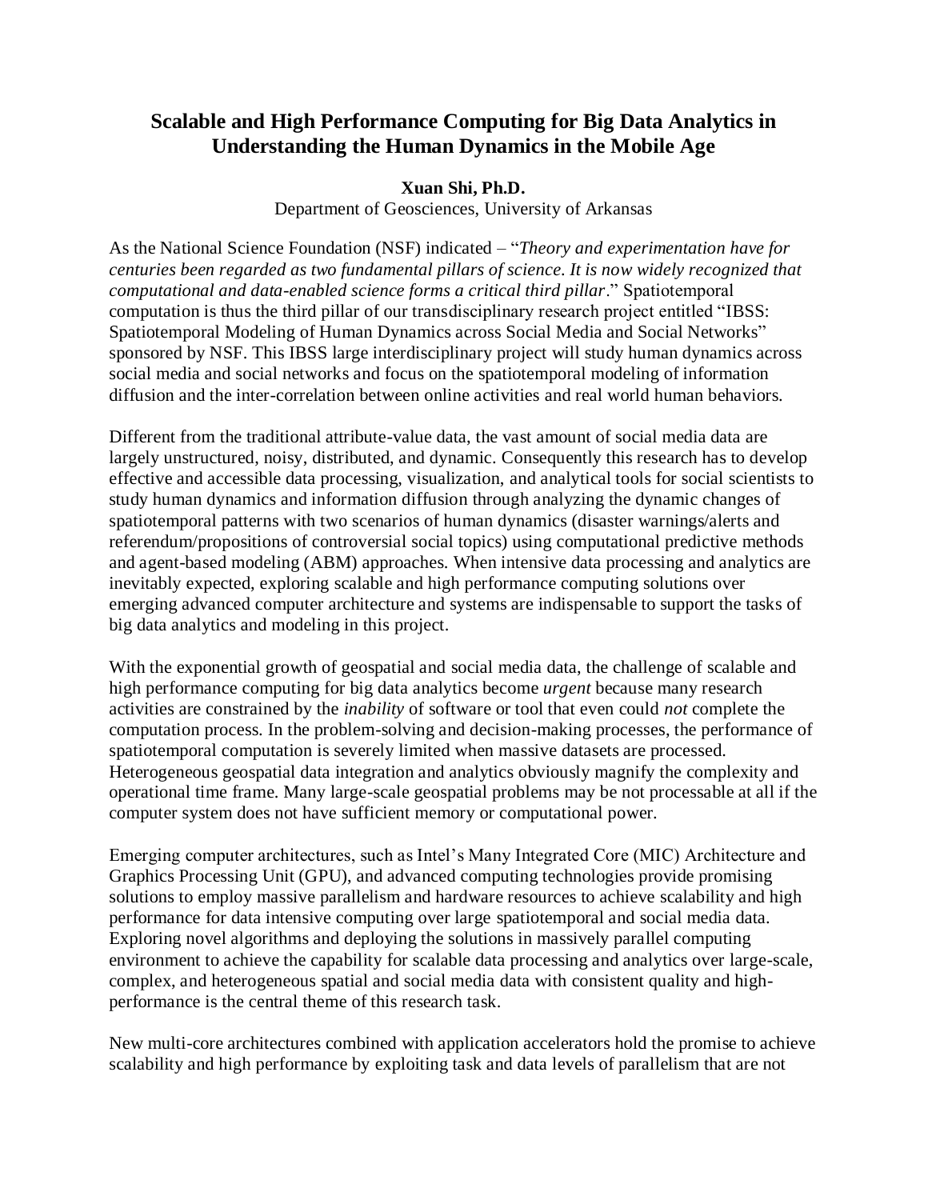# Scalable and High Performance Computing for Big Data Analytics in Understanding the Human Dynamics in the Mobile Age

**Xuan Shi, Ph.D.**
Department of Geosciences, University of Arkansas

As the National Science Foundation (NSF) indicated – "*Theory and experimentation have for centuries been regarded as two fundamental pillars of science. It is now widely recognized that computational and data-enabled science forms a critical third pillar*." Spatiotemporal computation is thus the third pillar of our transdisciplinary research project entitled "IBSS: Spatiotemporal Modeling of Human Dynamics across Social Media and Social Networks" sponsored by NSF. This IBSS large interdisciplinary project will study human dynamics across social media and social networks and focus on the spatiotemporal modeling of information diffusion and the inter-correlation between online activities and real world human behaviors.

Different from the traditional attribute-value data, the vast amount of social media data are largely unstructured, noisy, distributed, and dynamic. Consequently this research has to develop effective and accessible data processing, visualization, and analytical tools for social scientists to study human dynamics and information diffusion through analyzing the dynamic changes of spatiotemporal patterns with two scenarios of human dynamics (disaster warnings/alerts and referendum/propositions of controversial social topics) using computational predictive methods and agent-based modeling (ABM) approaches. When intensive data processing and analytics are inevitably expected, exploring scalable and high performance computing solutions over emerging advanced computer architecture and systems are indispensable to support the tasks of big data analytics and modeling in this project.

With the exponential growth of geospatial and social media data, the challenge of scalable and high performance computing for big data analytics become *urgent* because many research activities are constrained by the *inability* of software or tool that even could *not* complete the computation process. In the problem-solving and decision-making processes, the performance of spatiotemporal computation is severely limited when massive datasets are processed. Heterogeneous geospatial data integration and analytics obviously magnify the complexity and operational time frame. Many large-scale geospatial problems may be not processable at all if the computer system does not have sufficient memory or computational power.

Emerging computer architectures, such as Intel's Many Integrated Core (MIC) Architecture and Graphics Processing Unit (GPU), and advanced computing technologies provide promising solutions to employ massive parallelism and hardware resources to achieve scalability and high performance for data intensive computing over large spatiotemporal and social media data. Exploring novel algorithms and deploying the solutions in massively parallel computing environment to achieve the capability for scalable data processing and analytics over large-scale, complex, and heterogeneous spatial and social media data with consistent quality and high-performance is the central theme of this research task.

New multi-core architectures combined with application accelerators hold the promise to achieve scalability and high performance by exploiting task and data levels of parallelism that are not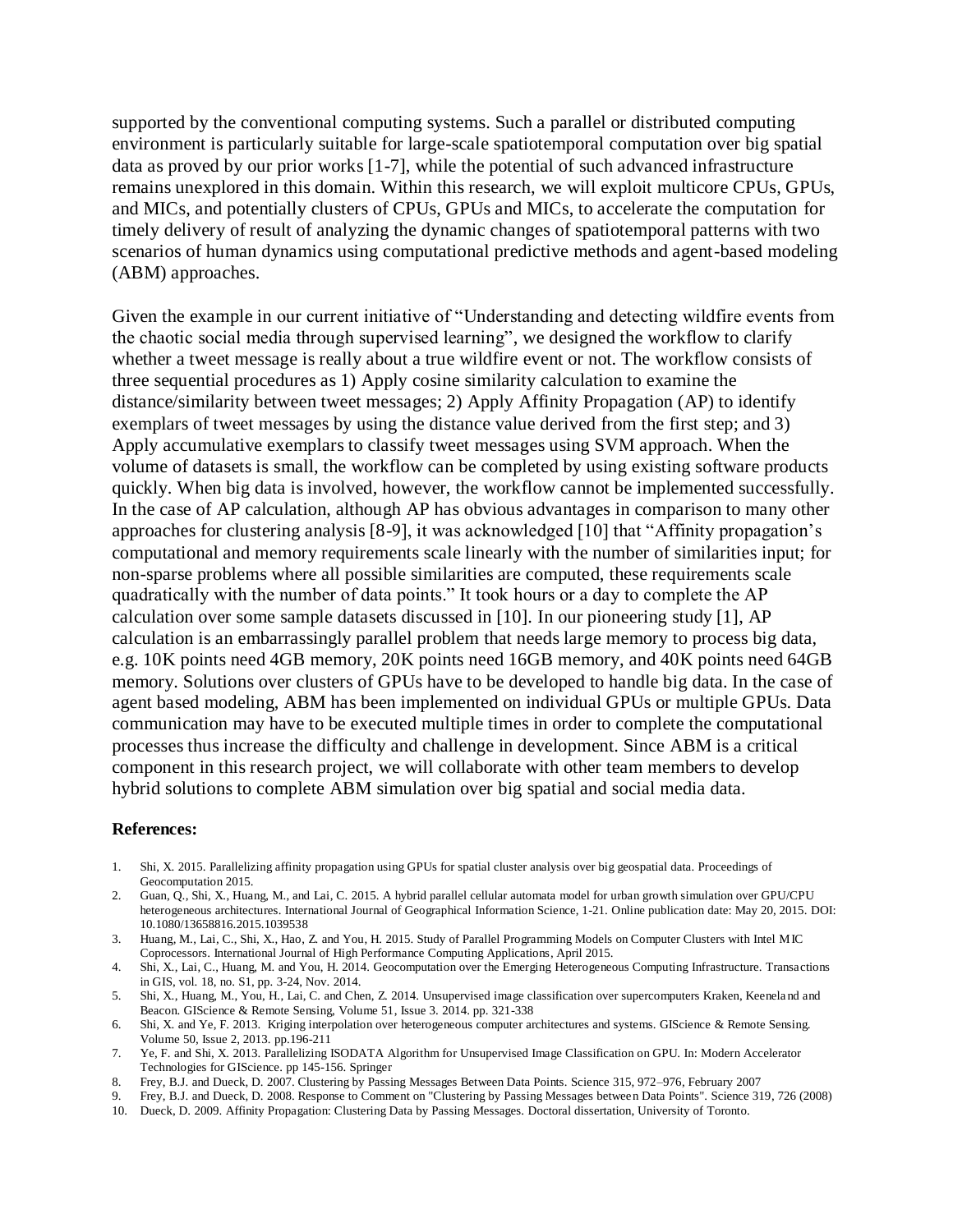supported by the conventional computing systems. Such a parallel or distributed computing environment is particularly suitable for large-scale spatiotemporal computation over big spatial data as proved by our prior works [1-7], while the potential of such advanced infrastructure remains unexplored in this domain. Within this research, we will exploit multicore CPUs, GPUs, and MICs, and potentially clusters of CPUs, GPUs and MICs, to accelerate the computation for timely delivery of result of analyzing the dynamic changes of spatiotemporal patterns with two scenarios of human dynamics using computational predictive methods and agent-based modeling (ABM) approaches.

Given the example in our current initiative of "Understanding and detecting wildfire events from the chaotic social media through supervised learning", we designed the workflow to clarify whether a tweet message is really about a true wildfire event or not. The workflow consists of three sequential procedures as 1) Apply cosine similarity calculation to examine the distance/similarity between tweet messages; 2) Apply Affinity Propagation (AP) to identify exemplars of tweet messages by using the distance value derived from the first step; and 3) Apply accumulative exemplars to classify tweet messages using SVM approach. When the volume of datasets is small, the workflow can be completed by using existing software products quickly. When big data is involved, however, the workflow cannot be implemented successfully. In the case of AP calculation, although AP has obvious advantages in comparison to many other approaches for clustering analysis [8-9], it was acknowledged [10] that "Affinity propagation's computational and memory requirements scale linearly with the number of similarities input; for non-sparse problems where all possible similarities are computed, these requirements scale quadratically with the number of data points." It took hours or a day to complete the AP calculation over some sample datasets discussed in [10]. In our pioneering study [1], AP calculation is an embarrassingly parallel problem that needs large memory to process big data, e.g. 10K points need 4GB memory, 20K points need 16GB memory, and 40K points need 64GB memory. Solutions over clusters of GPUs have to be developed to handle big data. In the case of agent based modeling, ABM has been implemented on individual GPUs or multiple GPUs. Data communication may have to be executed multiple times in order to complete the computational processes thus increase the difficulty and challenge in development. Since ABM is a critical component in this research project, we will collaborate with other team members to develop hybrid solutions to complete ABM simulation over big spatial and social media data.

**References:**

1. Shi, X. 2015. Parallelizing affinity propagation using GPUs for spatial cluster analysis over big geospatial data. Proceedings of Geocomputation 2015.
2. Guan, Q., Shi, X., Huang, M., and Lai, C. 2015. A hybrid parallel cellular automata model for urban growth simulation over GPU/CPU heterogeneous architectures. International Journal of Geographical Information Science, 1-21. Online publication date: May 20, 2015. DOI: 10.1080/13658816.2015.1039538
3. Huang, M., Lai, C., Shi, X., Hao, Z. and You, H. 2015. Study of Parallel Programming Models on Computer Clusters with Intel MIC Coprocessors. International Journal of High Performance Computing Applications, April 2015.
4. Shi, X., Lai, C., Huang, M. and You, H. 2014. Geocomputation over the Emerging Heterogeneous Computing Infrastructure. Transactions in GIS, vol. 18, no. S1, pp. 3-24, Nov. 2014.
5. Shi, X., Huang, M., You, H., Lai, C. and Chen, Z. 2014. Unsupervised image classification over supercomputers Kraken, Keeneland and Beacon. GIScience & Remote Sensing, Volume 51, Issue 3. 2014. pp. 321-338
6. Shi, X. and Ye, F. 2013. Kriging interpolation over heterogeneous computer architectures and systems. GIScience & Remote Sensing. Volume 50, Issue 2, 2013. pp.196-211
7. Ye, F. and Shi, X. 2013. Parallelizing ISODATA Algorithm for Unsupervised Image Classification on GPU. In: Modern Accelerator Technologies for GIScience. pp 145-156. Springer
8. Frey, B.J. and Dueck, D. 2007. Clustering by Passing Messages Between Data Points. Science 315, 972–976, February 2007
9. Frey, B.J. and Dueck, D. 2008. Response to Comment on "Clustering by Passing Messages between Data Points". Science 319, 726 (2008)
10. Dueck, D. 2009. Affinity Propagation: Clustering Data by Passing Messages. Doctoral dissertation, University of Toronto.